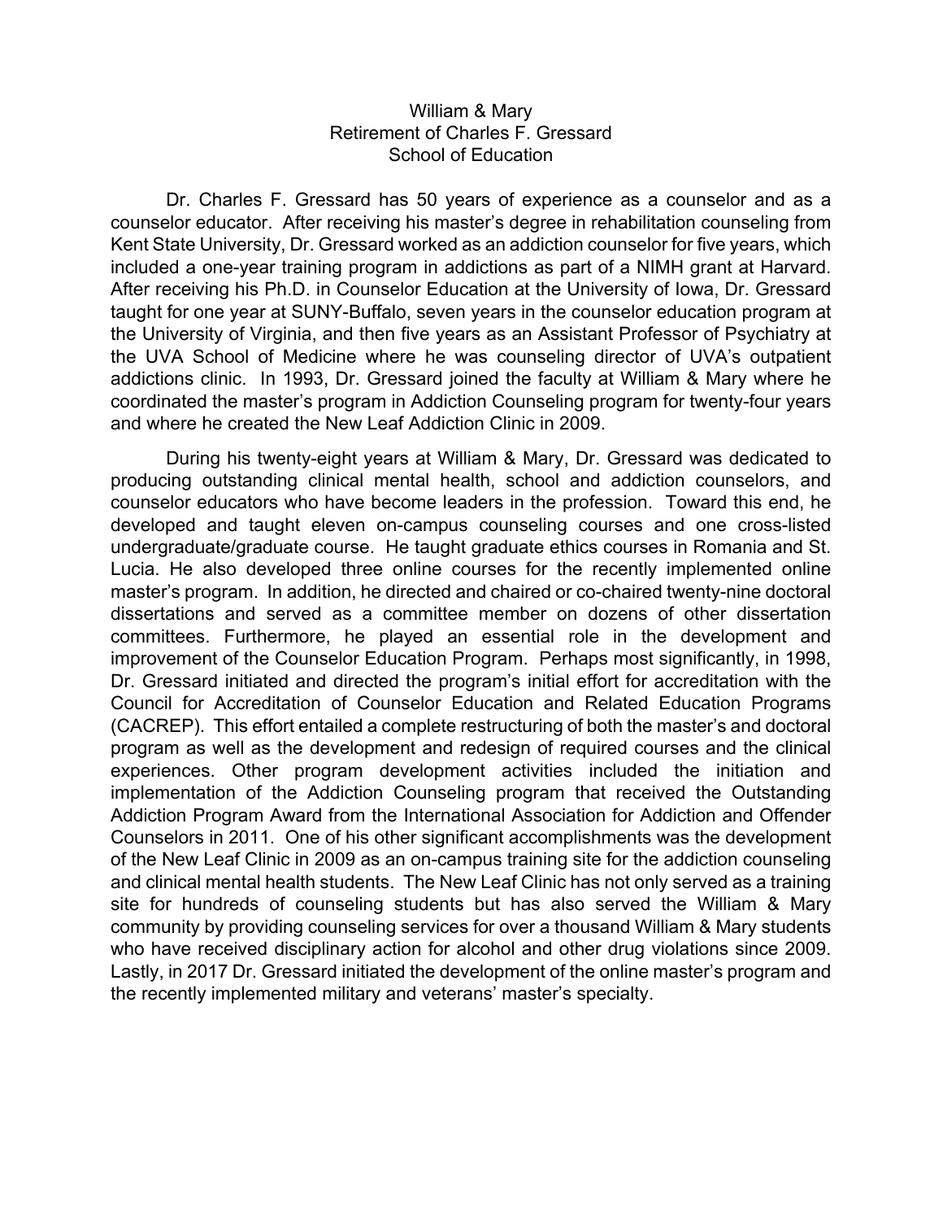William & Mary

Retirement of Charles F. Gressard

School of Education

Dr. Charles F. Gressard has 50 years of experience as a counselor and as a counselor educator. After receiving his master's degree in rehabilitation counseling from Kent State University, Dr. Gressard worked as an addiction counselor for five years, which included a one-year training program in addictions as part of a NIMH grant at Harvard. After receiving his Ph.D. in Counselor Education at the University of Iowa, Dr. Gressard taught for one year at SUNY-Buffalo, seven years in the counselor education program at the University of Virginia, and then five years as an Assistant Professor of Psychiatry at the UVA School of Medicine where he was counseling director of UVA's outpatient addictions clinic. In 1993, Dr. Gressard joined the faculty at William & Mary where he coordinated the master's program in Addiction Counseling program for twenty-four years and where he created the New Leaf Addiction Clinic in 2009.

During his twenty-eight years at William & Mary, Dr. Gressard was dedicated to producing outstanding clinical mental health, school and addiction counselors, and counselor educators who have become leaders in the profession. Toward this end, he developed and taught eleven on-campus counseling courses and one cross-listed undergraduate/graduate course. He taught graduate ethics courses in Romania and St. Lucia. He also developed three online courses for the recently implemented online master's program. In addition, he directed and chaired or co-chaired twenty-nine doctoral dissertations and served as a committee member on dozens of other dissertation committees. Furthermore, he played an essential role in the development and improvement of the Counselor Education Program. Perhaps most significantly, in 1998, Dr. Gressard initiated and directed the program's initial effort for accreditation with the Council for Accreditation of Counselor Education and Related Education Programs (CACREP). This effort entailed a complete restructuring of both the master's and doctoral program as well as the development and redesign of required courses and the clinical experiences. Other program development activities included the initiation and implementation of the Addiction Counseling program that received the Outstanding Addiction Program Award from the International Association for Addiction and Offender Counselors in 2011. One of his other significant accomplishments was the development of the New Leaf Clinic in 2009 as an on-campus training site for the addiction counseling and clinical mental health students. The New Leaf Clinic has not only served as a training site for hundreds of counseling students but has also served the William & Mary community by providing counseling services for over a thousand William & Mary students who have received disciplinary action for alcohol and other drug violations since 2009. Lastly, in 2017 Dr. Gressard initiated the development of the online master's program and the recently implemented military and veterans' master's specialty.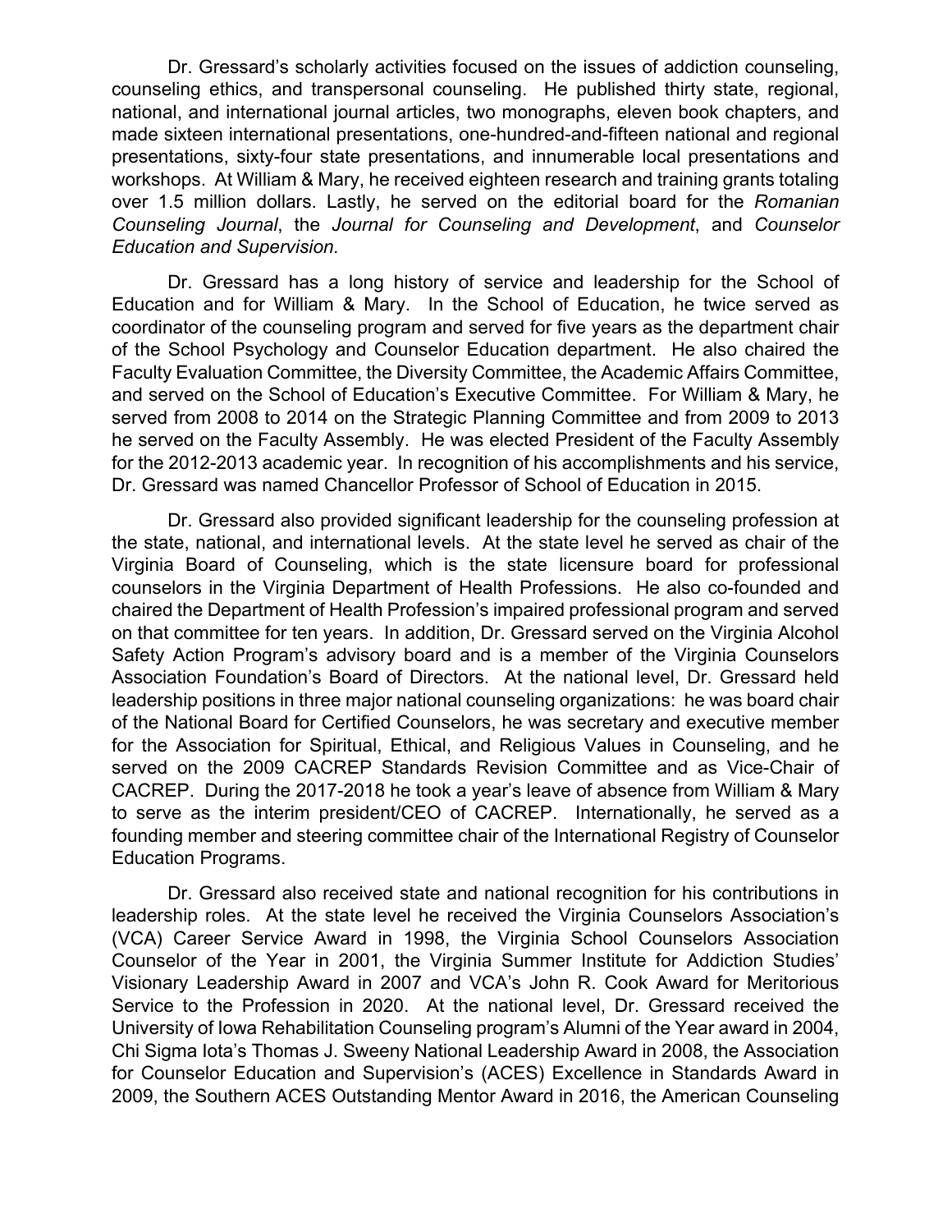Dr. Gressard's scholarly activities focused on the issues of addiction counseling, counseling ethics, and transpersonal counseling. He published thirty state, regional, national, and international journal articles, two monographs, eleven book chapters, and made sixteen international presentations, one-hundred-and-fifteen national and regional presentations, sixty-four state presentations, and innumerable local presentations and workshops. At William & Mary, he received eighteen research and training grants totaling over 1.5 million dollars. Lastly, he served on the editorial board for the *Romanian Counseling Journal*, the *Journal for Counseling and Development*, and *Counselor Education and Supervision.*

Dr. Gressard has a long history of service and leadership for the School of Education and for William & Mary. In the School of Education, he twice served as coordinator of the counseling program and served for five years as the department chair of the School Psychology and Counselor Education department. He also chaired the Faculty Evaluation Committee, the Diversity Committee, the Academic Affairs Committee, and served on the School of Education's Executive Committee. For William & Mary, he served from 2008 to 2014 on the Strategic Planning Committee and from 2009 to 2013 he served on the Faculty Assembly. He was elected President of the Faculty Assembly for the 2012-2013 academic year. In recognition of his accomplishments and his service, Dr. Gressard was named Chancellor Professor of School of Education in 2015.

Dr. Gressard also provided significant leadership for the counseling profession at the state, national, and international levels. At the state level he served as chair of the Virginia Board of Counseling, which is the state licensure board for professional counselors in the Virginia Department of Health Professions. He also co-founded and chaired the Department of Health Profession's impaired professional program and served on that committee for ten years. In addition, Dr. Gressard served on the Virginia Alcohol Safety Action Program's advisory board and is a member of the Virginia Counselors Association Foundation's Board of Directors. At the national level, Dr. Gressard held leadership positions in three major national counseling organizations: he was board chair of the National Board for Certified Counselors, he was secretary and executive member for the Association for Spiritual, Ethical, and Religious Values in Counseling, and he served on the 2009 CACREP Standards Revision Committee and as Vice-Chair of CACREP. During the 2017-2018 he took a year's leave of absence from William & Mary to serve as the interim president/CEO of CACREP. Internationally, he served as a founding member and steering committee chair of the International Registry of Counselor Education Programs.

Dr. Gressard also received state and national recognition for his contributions in leadership roles. At the state level he received the Virginia Counselors Association's (VCA) Career Service Award in 1998, the Virginia School Counselors Association Counselor of the Year in 2001, the Virginia Summer Institute for Addiction Studies' Visionary Leadership Award in 2007 and VCA's John R. Cook Award for Meritorious Service to the Profession in 2020. At the national level, Dr. Gressard received the University of Iowa Rehabilitation Counseling program's Alumni of the Year award in 2004, Chi Sigma Iota's Thomas J. Sweeny National Leadership Award in 2008, the Association for Counselor Education and Supervision's (ACES) Excellence in Standards Award in 2009, the Southern ACES Outstanding Mentor Award in 2016, the American Counseling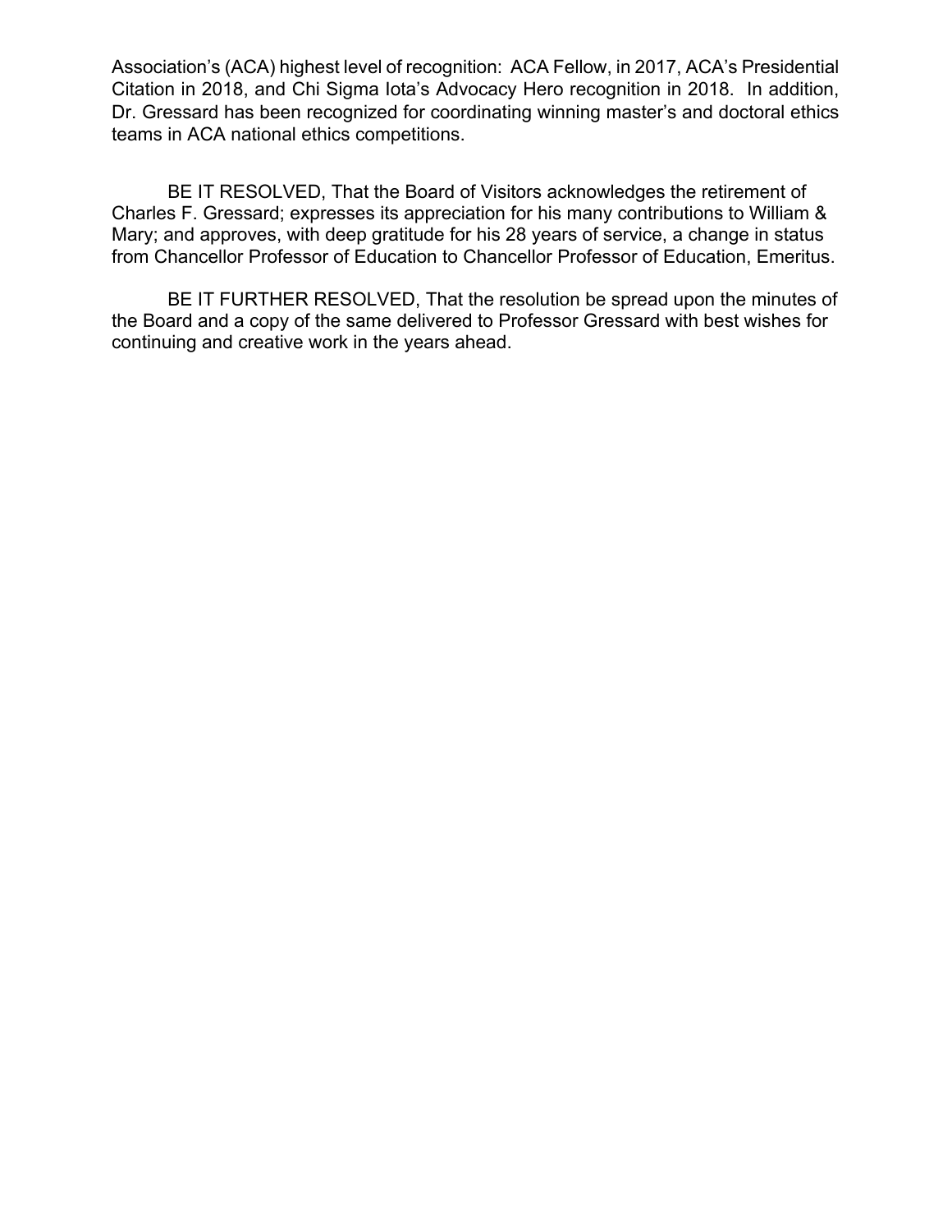Association's (ACA) highest level of recognition: ACA Fellow, in 2017, ACA's Presidential Citation in 2018, and Chi Sigma Iota's Advocacy Hero recognition in 2018. In addition, Dr. Gressard has been recognized for coordinating winning master's and doctoral ethics teams in ACA national ethics competitions.

BE IT RESOLVED, That the Board of Visitors acknowledges the retirement of Charles F. Gressard; expresses its appreciation for his many contributions to William & Mary; and approves, with deep gratitude for his 28 years of service, a change in status from Chancellor Professor of Education to Chancellor Professor of Education, Emeritus.

BE IT FURTHER RESOLVED, That the resolution be spread upon the minutes of the Board and a copy of the same delivered to Professor Gressard with best wishes for continuing and creative work in the years ahead.